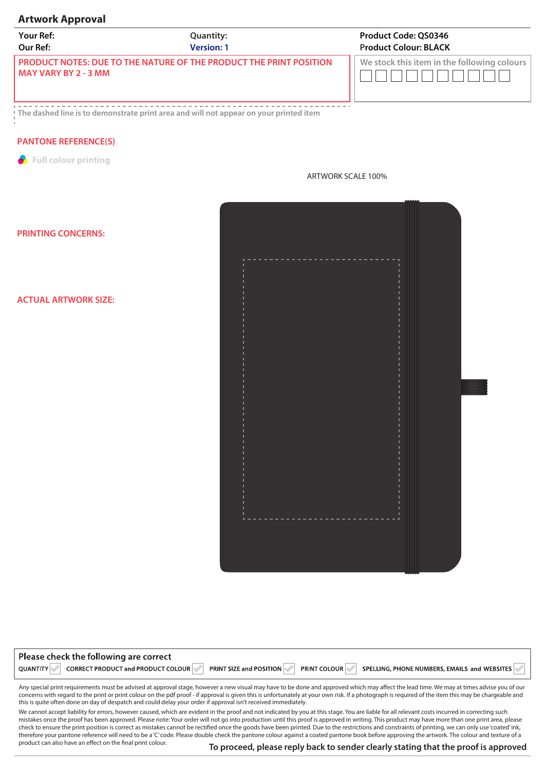## Artwork Approval

| Your Ref: | Quantity: | Product Code: QS0346 |
|---|---|---|
| Our Ref: | Version: 1 | Product Colour: BLACK |

PRODUCT NOTES: DUE TO THE NATURE OF THE PRODUCT THE PRINT POSITION MAY VARY BY 2 - 3 MM

We stock this item in the following colours

The dashed line is to demonstrate print area and will not appear on your printed item

PANTONE REFERENCE(S)

Full colour printing

ARTWORK SCALE 100%

PRINTING CONCERNS:

ACTUAL ARTWORK SIZE:

**Please check the following are correct**

QUANTITY | CORRECT PRODUCT and PRODUCT COLOUR | PRINT SIZE and POSITION | PRINT COLOUR | SPELLING, PHONE NUMBERS, EMAILS and WEBSITES

Any special print requirements must be advised at approval stage, however a new visual may have to be done and approved which may affect the lead time. We may at times advise you of our concerns with regard to the print or print colour on the pdf proof - if approval is given this is unfortunately at your own risk. If a photograph is required of the item this may be chargeable and this is quite often done on day of despatch and could delay your order if approval isn't received immediately.

We cannot accept liability for errors, however caused, which are evident in the proof and not indicated by you at this stage. You are liable for all relevant costs incurred in correcting such mistakes once the proof has been approved. Please note: Your order will not go into production until this proof is approved in writing. This product may have more than one print area, please check to ensure the print position is correct as mistakes cannot be rectified once the goods have been printed. Due to the restrictions and constraints of printing, we can only use 'coated' ink, therefore your pantone reference will need to be a 'C' code. Please double check the pantone colour against a coated pantone book before approving the artwork. The colour and texture of a product can also have an effect on the final print colour.

**To proceed, please reply back to sender clearly stating that the proof is approved**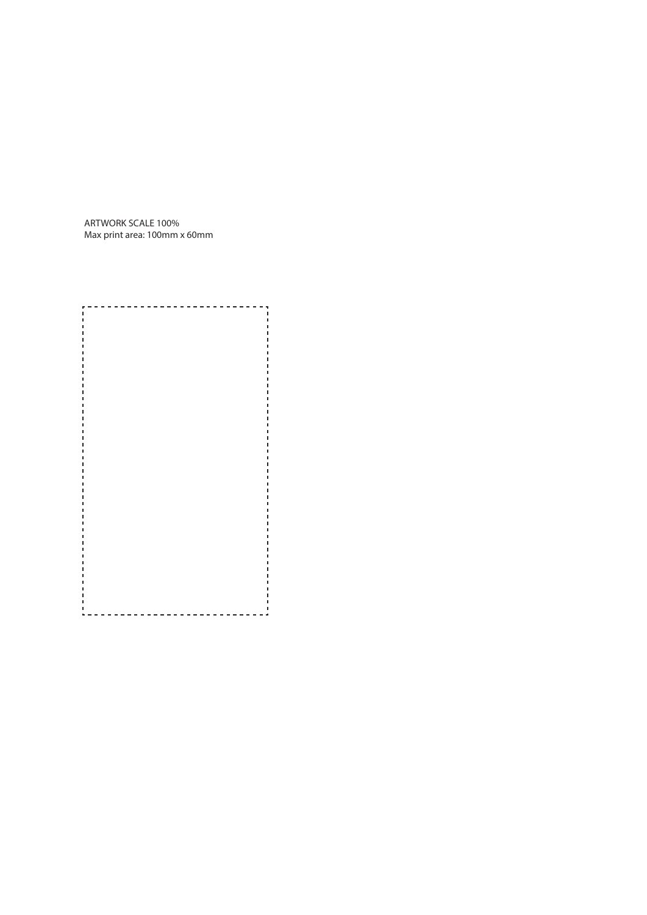ARTWORK SCALE 100%
Max print area: 100mm x 60mm